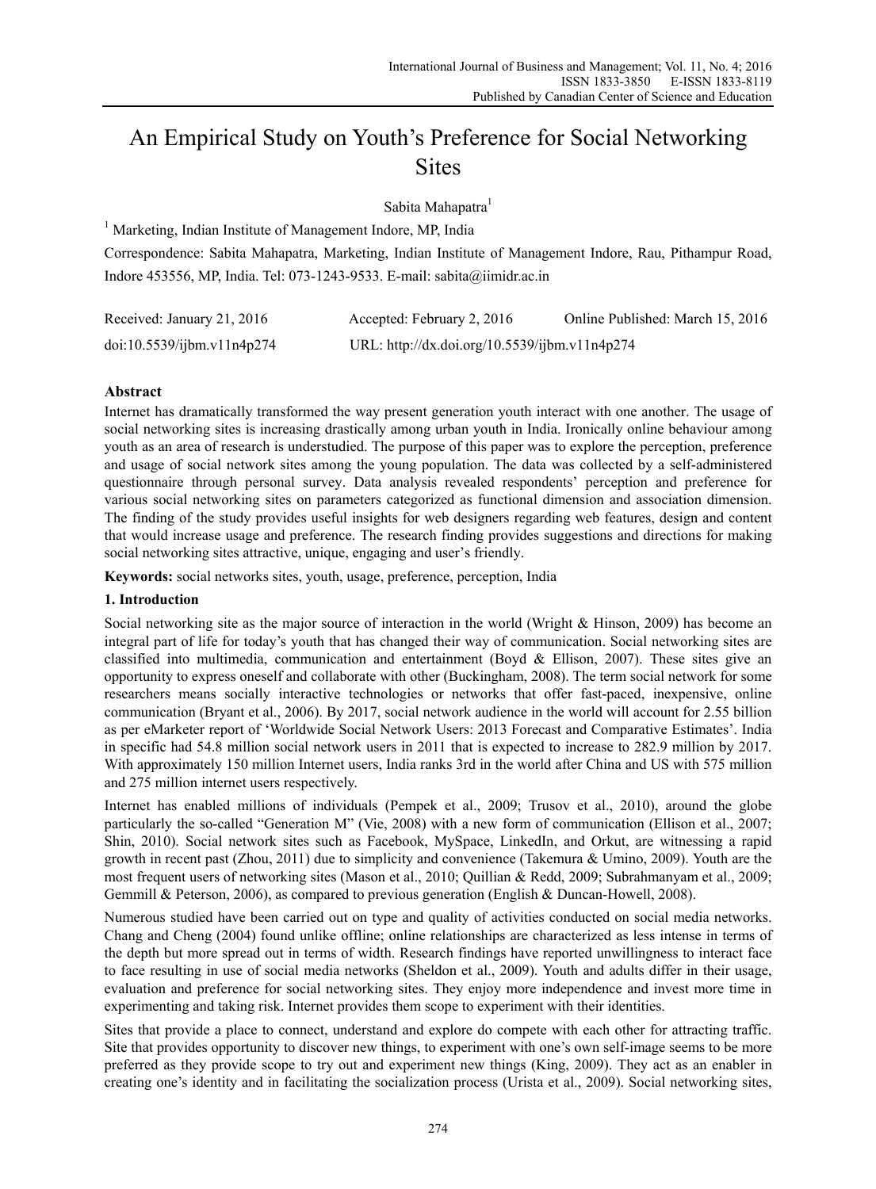# An Empirical Study on Youth's Preference for Social Networking Sites

Sabita Mahapatra[1]

[1] Marketing, Indian Institute of Management Indore, MP, India

Correspondence: Sabita Mahapatra, Marketing, Indian Institute of Management Indore, Rau, Pithampur Road, Indore 453556, MP, India. Tel: 073-1243-9533. E-mail: sabita@iimidr.ac.in

Received: January 21, 2016 Accepted: February 2, 2016 Online Published: March 15, 2016

doi:10.5539/ijbm.v11n4p274 URL: http://dx.doi.org/10.5539/ijbm.v11n4p274

## Abstract

Internet has dramatically transformed the way present generation youth interact with one another. The usage of social networking sites is increasing drastically among urban youth in India. Ironically online behaviour among youth as an area of research is understudied. The purpose of this paper was to explore the perception, preference and usage of social network sites among the young population. The data was collected by a self-administered questionnaire through personal survey. Data analysis revealed respondents' perception and preference for various social networking sites on parameters categorized as functional dimension and association dimension. The finding of the study provides useful insights for web designers regarding web features, design and content that would increase usage and preference. The research finding provides suggestions and directions for making social networking sites attractive, unique, engaging and user's friendly.

**Keywords:** social networks sites, youth, usage, preference, perception, India

## 1. Introduction

Social networking site as the major source of interaction in the world (Wright & Hinson, 2009) has become an integral part of life for today's youth that has changed their way of communication. Social networking sites are classified into multimedia, communication and entertainment (Boyd & Ellison, 2007). These sites give an opportunity to express oneself and collaborate with other (Buckingham, 2008). The term social network for some researchers means socially interactive technologies or networks that offer fast-paced, inexpensive, online communication (Bryant et al., 2006). By 2017, social network audience in the world will account for 2.55 billion as per eMarketer report of 'Worldwide Social Network Users: 2013 Forecast and Comparative Estimates'. India in specific had 54.8 million social network users in 2011 that is expected to increase to 282.9 million by 2017. With approximately 150 million Internet users, India ranks 3rd in the world after China and US with 575 million and 275 million internet users respectively.

Internet has enabled millions of individuals (Pempek et al., 2009; Trusov et al., 2010), around the globe particularly the so-called "Generation M" (Vie, 2008) with a new form of communication (Ellison et al., 2007; Shin, 2010). Social network sites such as Facebook, MySpace, LinkedIn, and Orkut, are witnessing a rapid growth in recent past (Zhou, 2011) due to simplicity and convenience (Takemura & Umino, 2009). Youth are the most frequent users of networking sites (Mason et al., 2010; Quillian & Redd, 2009; Subrahmanyam et al., 2009; Gemmill & Peterson, 2006), as compared to previous generation (English & Duncan-Howell, 2008).

Numerous studied have been carried out on type and quality of activities conducted on social media networks. Chang and Cheng (2004) found unlike offline; online relationships are characterized as less intense in terms of the depth but more spread out in terms of width. Research findings have reported unwillingness to interact face to face resulting in use of social media networks (Sheldon et al., 2009). Youth and adults differ in their usage, evaluation and preference for social networking sites. They enjoy more independence and invest more time in experimenting and taking risk. Internet provides them scope to experiment with their identities.

Sites that provide a place to connect, understand and explore do compete with each other for attracting traffic. Site that provides opportunity to discover new things, to experiment with one's own self-image seems to be more preferred as they provide scope to try out and experiment new things (King, 2009). They act as an enabler in creating one's identity and in facilitating the socialization process (Urista et al., 2009). Social networking sites,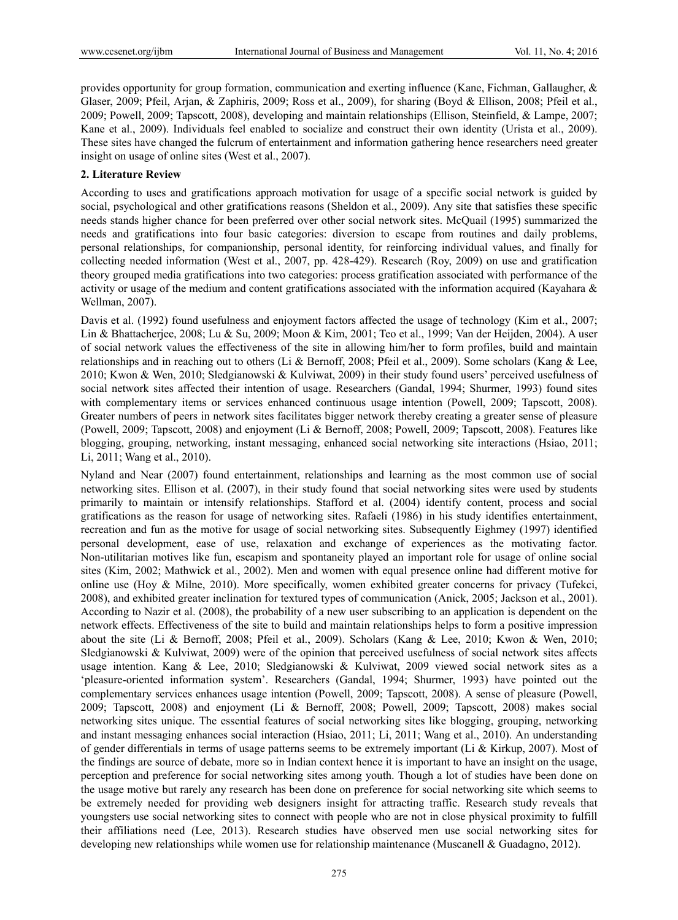provides opportunity for group formation, communication and exerting influence (Kane, Fichman, Gallaugher, & Glaser, 2009; Pfeil, Arjan, & Zaphiris, 2009; Ross et al., 2009), for sharing (Boyd & Ellison, 2008; Pfeil et al., 2009; Powell, 2009; Tapscott, 2008), developing and maintain relationships (Ellison, Steinfield, & Lampe, 2007; Kane et al., 2009). Individuals feel enabled to socialize and construct their own identity (Urista et al., 2009). These sites have changed the fulcrum of entertainment and information gathering hence researchers need greater insight on usage of online sites (West et al., 2007).

## 2. Literature Review

According to uses and gratifications approach motivation for usage of a specific social network is guided by social, psychological and other gratifications reasons (Sheldon et al., 2009). Any site that satisfies these specific needs stands higher chance for been preferred over other social network sites. McQuail (1995) summarized the needs and gratifications into four basic categories: diversion to escape from routines and daily problems, personal relationships, for companionship, personal identity, for reinforcing individual values, and finally for collecting needed information (West et al., 2007, pp. 428-429). Research (Roy, 2009) on use and gratification theory grouped media gratifications into two categories: process gratification associated with performance of the activity or usage of the medium and content gratifications associated with the information acquired (Kayahara & Wellman, 2007).

Davis et al. (1992) found usefulness and enjoyment factors affected the usage of technology (Kim et al., 2007; Lin & Bhattacherjee, 2008; Lu & Su, 2009; Moon & Kim, 2001; Teo et al., 1999; Van der Heijden, 2004). A user of social network values the effectiveness of the site in allowing him/her to form profiles, build and maintain relationships and in reaching out to others (Li & Bernoff, 2008; Pfeil et al., 2009). Some scholars (Kang & Lee, 2010; Kwon & Wen, 2010; Sledgianowski & Kulviwat, 2009) in their study found users' perceived usefulness of social network sites affected their intention of usage. Researchers (Gandal, 1994; Shurmer, 1993) found sites with complementary items or services enhanced continuous usage intention (Powell, 2009; Tapscott, 2008). Greater numbers of peers in network sites facilitates bigger network thereby creating a greater sense of pleasure (Powell, 2009; Tapscott, 2008) and enjoyment (Li & Bernoff, 2008; Powell, 2009; Tapscott, 2008). Features like blogging, grouping, networking, instant messaging, enhanced social networking site interactions (Hsiao, 2011; Li, 2011; Wang et al., 2010).

Nyland and Near (2007) found entertainment, relationships and learning as the most common use of social networking sites. Ellison et al. (2007), in their study found that social networking sites were used by students primarily to maintain or intensify relationships. Stafford et al. (2004) identify content, process and social gratifications as the reason for usage of networking sites. Rafaeli (1986) in his study identifies entertainment, recreation and fun as the motive for usage of social networking sites. Subsequently Eighmey (1997) identified personal development, ease of use, relaxation and exchange of experiences as the motivating factor. Non-utilitarian motives like fun, escapism and spontaneity played an important role for usage of online social sites (Kim, 2002; Mathwick et al., 2002). Men and women with equal presence online had different motive for online use (Hoy & Milne, 2010). More specifically, women exhibited greater concerns for privacy (Tufekci, 2008), and exhibited greater inclination for textured types of communication (Anick, 2005; Jackson et al., 2001). According to Nazir et al. (2008), the probability of a new user subscribing to an application is dependent on the network effects. Effectiveness of the site to build and maintain relationships helps to form a positive impression about the site (Li & Bernoff, 2008; Pfeil et al., 2009). Scholars (Kang & Lee, 2010; Kwon & Wen, 2010; Sledgianowski & Kulviwat, 2009) were of the opinion that perceived usefulness of social network sites affects usage intention. Kang & Lee, 2010; Sledgianowski & Kulviwat, 2009 viewed social network sites as a 'pleasure-oriented information system'. Researchers (Gandal, 1994; Shurmer, 1993) have pointed out the complementary services enhances usage intention (Powell, 2009; Tapscott, 2008). A sense of pleasure (Powell, 2009; Tapscott, 2008) and enjoyment (Li & Bernoff, 2008; Powell, 2009; Tapscott, 2008) makes social networking sites unique. The essential features of social networking sites like blogging, grouping, networking and instant messaging enhances social interaction (Hsiao, 2011; Li, 2011; Wang et al., 2010). An understanding of gender differentials in terms of usage patterns seems to be extremely important (Li & Kirkup, 2007). Most of the findings are source of debate, more so in Indian context hence it is important to have an insight on the usage, perception and preference for social networking sites among youth. Though a lot of studies have been done on the usage motive but rarely any research has been done on preference for social networking site which seems to be extremely needed for providing web designers insight for attracting traffic. Research study reveals that youngsters use social networking sites to connect with people who are not in close physical proximity to fulfill their affiliations need (Lee, 2013). Research studies have observed men use social networking sites for developing new relationships while women use for relationship maintenance (Muscanell & Guadagno, 2012).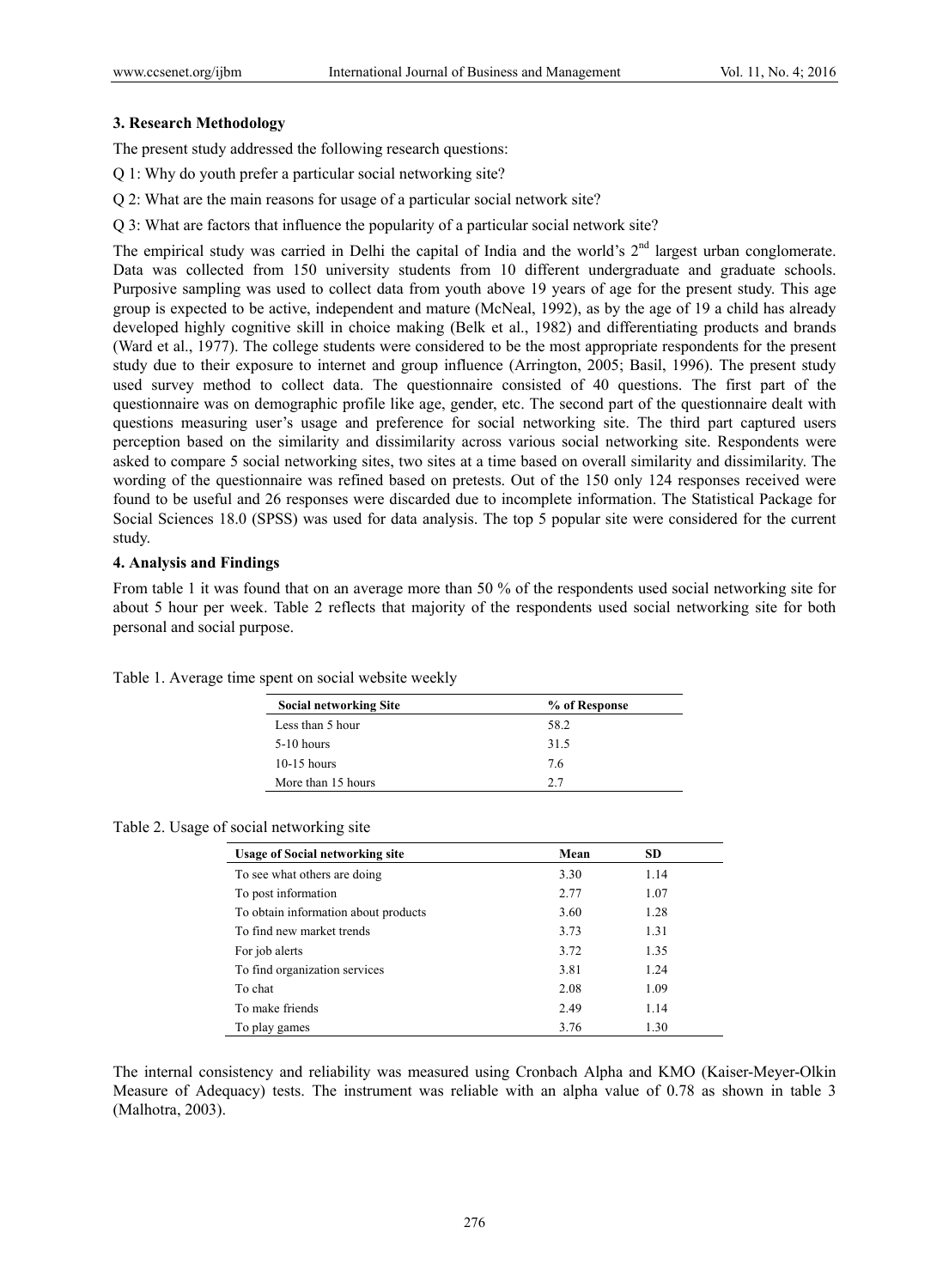### 3. Research Methodology

The present study addressed the following research questions:

Q 1: Why do youth prefer a particular social networking site?

Q 2: What are the main reasons for usage of a particular social network site?

Q 3: What are factors that influence the popularity of a particular social network site?

The empirical study was carried in Delhi the capital of India and the world's 2nd largest urban conglomerate. Data was collected from 150 university students from 10 different undergraduate and graduate schools. Purposive sampling was used to collect data from youth above 19 years of age for the present study. This age group is expected to be active, independent and mature (McNeal, 1992), as by the age of 19 a child has already developed highly cognitive skill in choice making (Belk et al., 1982) and differentiating products and brands (Ward et al., 1977). The college students were considered to be the most appropriate respondents for the present study due to their exposure to internet and group influence (Arrington, 2005; Basil, 1996). The present study used survey method to collect data. The questionnaire consisted of 40 questions. The first part of the questionnaire was on demographic profile like age, gender, etc. The second part of the questionnaire dealt with questions measuring user's usage and preference for social networking site. The third part captured users perception based on the similarity and dissimilarity across various social networking site. Respondents were asked to compare 5 social networking sites, two sites at a time based on overall similarity and dissimilarity. The wording of the questionnaire was refined based on pretests. Out of the 150 only 124 responses received were found to be useful and 26 responses were discarded due to incomplete information. The Statistical Package for Social Sciences 18.0 (SPSS) was used for data analysis. The top 5 popular site were considered for the current study.

### 4. Analysis and Findings

From table 1 it was found that on an average more than 50 % of the respondents used social networking site for about 5 hour per week. Table 2 reflects that majority of the respondents used social networking site for both personal and social purpose.

Table 1. Average time spent on social website weekly

| Social networking Site | % of Response |
|---|---|
| Less than 5 hour | 58.2 |
| 5-10 hours | 31.5 |
| 10-15 hours | 7.6 |
| More than 15 hours | 2.7 |

Table 2. Usage of social networking site

| Usage of Social networking site | Mean | SD |
|---|---|---|
| To see what others are doing | 3.30 | 1.14 |
| To post information | 2.77 | 1.07 |
| To obtain information about products | 3.60 | 1.28 |
| To find new market trends | 3.73 | 1.31 |
| For job alerts | 3.72 | 1.35 |
| To find organization services | 3.81 | 1.24 |
| To chat | 2.08 | 1.09 |
| To make friends | 2.49 | 1.14 |
| To play games | 3.76 | 1.30 |

The internal consistency and reliability was measured using Cronbach Alpha and KMO (Kaiser-Meyer-Olkin Measure of Adequacy) tests. The instrument was reliable with an alpha value of 0.78 as shown in table 3 (Malhotra, 2003).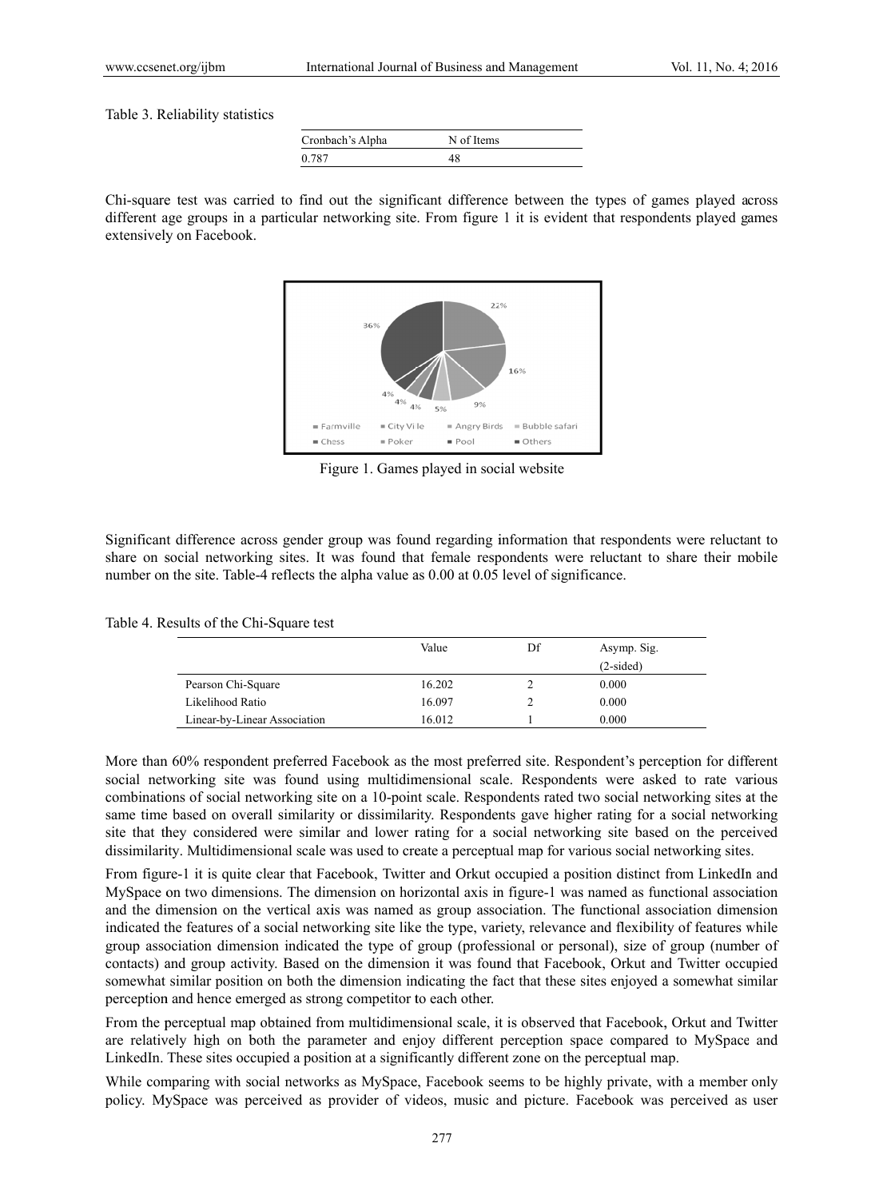Table 3. Reliability statistics

| Cronbach's Alpha | N of Items |
|---|---|
| 0.787 | 48 |

Chi-square test was carried to find out the significant difference between the types of games played across different age groups in a particular networking site. From figure 1 it is evident that respondents played games extensively on Facebook.

22%
16%
9%
5%
4%
4%
4%
36%

Farmville
City Vi le
Angry Birds
Bubble safari
Chess
Poker
Pool
Others

Figure 1. Games played in social website

Significant difference across gender group was found regarding information that respondents were reluctant to share on social networking sites. It was found that female respondents were reluctant to share their mobile number on the site. Table-4 reflects the alpha value as 0.00 at 0.05 level of significance.

Table 4. Results of the Chi-Square test

| | Value | Df | Asymp. Sig. (2-sided) |
|---|---|---|---|
| Pearson Chi-Square | 16.202 | 2 | 0.000 |
| Likelihood Ratio | 16.097 | 2 | 0.000 |
| Linear-by-Linear Association | 16.012 | 1 | 0.000 |

More than 60% respondent preferred Facebook as the most preferred site. Respondent's perception for different social networking site was found using multidimensional scale. Respondents were asked to rate various combinations of social networking site on a 10-point scale. Respondents rated two social networking sites at the same time based on overall similarity or dissimilarity. Respondents gave higher rating for a social networking site that they considered were similar and lower rating for a social networking site based on the perceived dissimilarity. Multidimensional scale was used to create a perceptual map for various social networking sites.

From figure-1 it is quite clear that Facebook, Twitter and Orkut occupied a position distinct from LinkedIn and MySpace on two dimensions. The dimension on horizontal axis in figure-1 was named as functional association and the dimension on the vertical axis was named as group association. The functional association dimension indicated the features of a social networking site like the type, variety, relevance and flexibility of features while group association dimension indicated the type of group (professional or personal), size of group (number of contacts) and group activity. Based on the dimension it was found that Facebook, Orkut and Twitter occupied somewhat similar position on both the dimension indicating the fact that these sites enjoyed a somewhat similar perception and hence emerged as strong competitor to each other.

From the perceptual map obtained from multidimensional scale, it is observed that Facebook, Orkut and Twitter are relatively high on both the parameter and enjoy different perception space compared to MySpace and LinkedIn. These sites occupied a position at a significantly different zone on the perceptual map.

While comparing with social networks as MySpace, Facebook seems to be highly private, with a member only policy. MySpace was perceived as provider of videos, music and picture. Facebook was perceived as user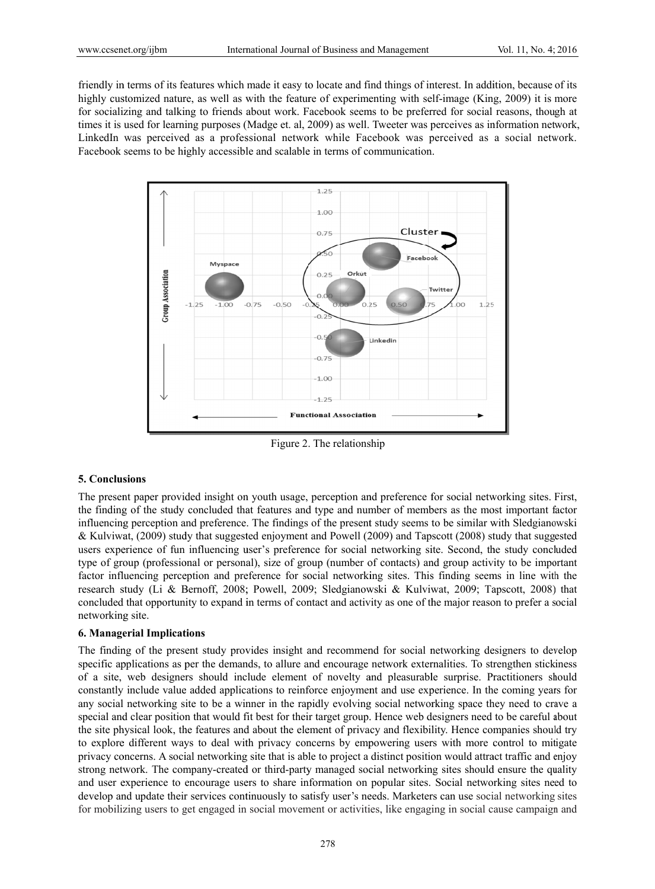friendly in terms of its features which made it easy to locate and find things of interest. In addition, because of its highly customized nature, as well as with the feature of experimenting with self-image (King, 2009) it is more for socializing and talking to friends about work. Facebook seems to be preferred for social reasons, though at times it is used for learning purposes (Madge et. al, 2009) as well. Tweeter was perceives as information network, LinkedIn was perceived as a professional network while Facebook was perceived as a social network. Facebook seems to be highly accessible and scalable in terms of communication.

Cluster

Facebook

Myspace

Orkut

Twitter

Linkedin

Group Association

Functional Association

1.25
1.00
0.75
0.50
0.25
0.00
-0.25
-0.50
-0.75
-1.00
-1.25

-1.25 -1.00 -0.75 -0.50 -0.25 0.00 0.25 0.50 0.75 1.00 1.25

Figure 2. The relationship

## 5. Conclusions

The present paper provided insight on youth usage, perception and preference for social networking sites. First, the finding of the study concluded that features and type and number of members as the most important factor influencing perception and preference. The findings of the present study seems to be similar with Sledgianowski & Kulviwat, (2009) study that suggested enjoyment and Powell (2009) and Tapscott (2008) study that suggested users experience of fun influencing user's preference for social networking site. Second, the study concluded type of group (professional or personal), size of group (number of contacts) and group activity to be important factor influencing perception and preference for social networking sites. This finding seems in line with the research study (Li & Bernoff, 2008; Powell, 2009; Sledgianowski & Kulviwat, 2009; Tapscott, 2008) that concluded that opportunity to expand in terms of contact and activity as one of the major reason to prefer a social networking site.

## 6. Managerial Implications

The finding of the present study provides insight and recommend for social networking designers to develop specific applications as per the demands, to allure and encourage network externalities. To strengthen stickiness of a site, web designers should include element of novelty and pleasurable surprise. Practitioners should constantly include value added applications to reinforce enjoyment and use experience. In the coming years for any social networking site to be a winner in the rapidly evolving social networking space they need to crave a special and clear position that would fit best for their target group. Hence web designers need to be careful about the site physical look, the features and about the element of privacy and flexibility. Hence companies should try to explore different ways to deal with privacy concerns by empowering users with more control to mitigate privacy concerns. A social networking site that is able to project a distinct position would attract traffic and enjoy strong network. The company-created or third-party managed social networking sites should ensure the quality and user experience to encourage users to share information on popular sites. Social networking sites need to develop and update their services continuously to satisfy user's needs. Marketers can use social networking sites for mobilizing users to get engaged in social movement or activities, like engaging in social cause campaign and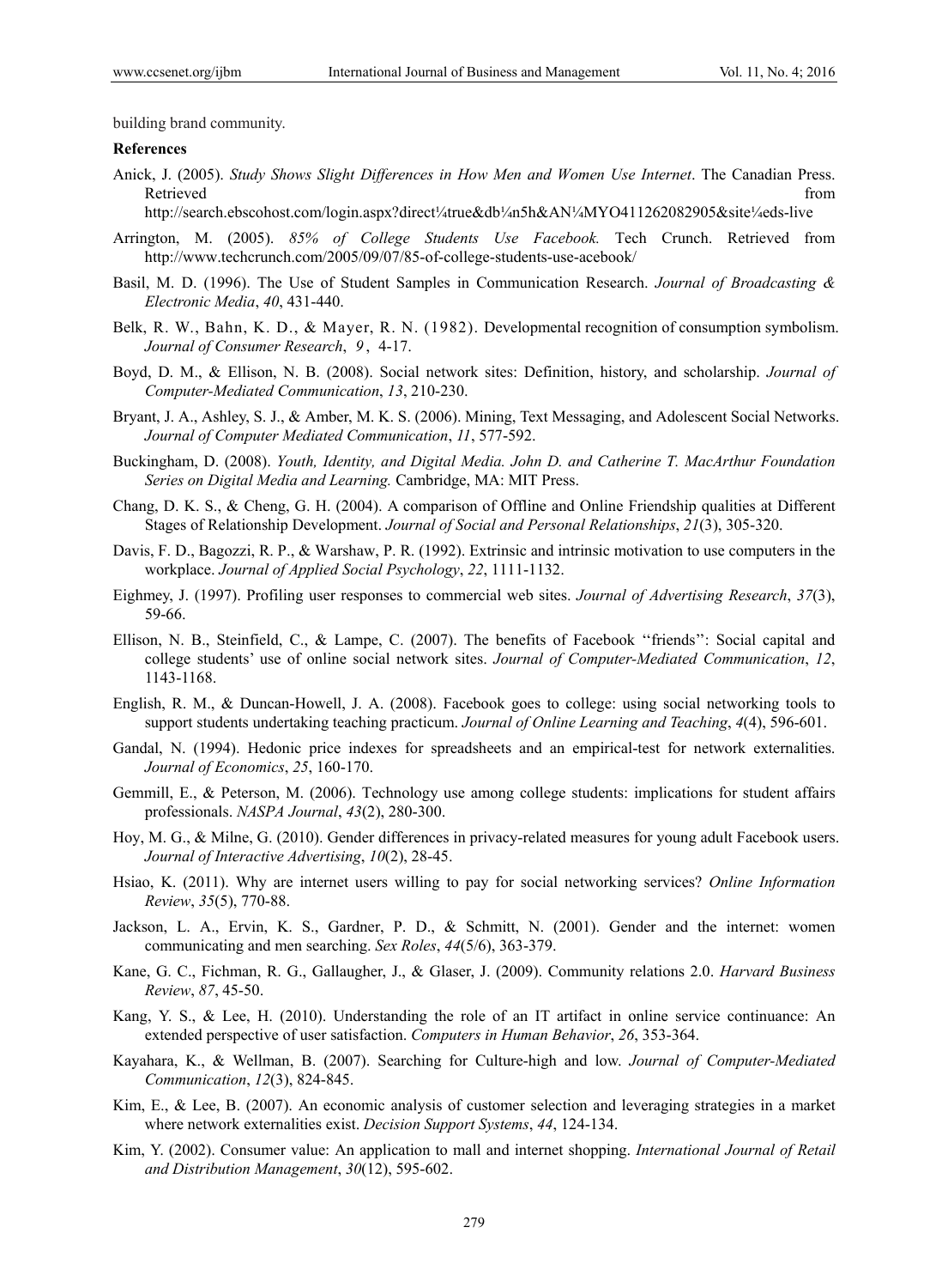building brand community.

## References

Anick, J. (2005). *Study Shows Slight Differences in How Men and Women Use Internet*. The Canadian Press. Retrieved from http://search.ebscohost.com/login.aspx?direct¼true&db¼n5h&AN¼MYO411262082905&site¼eds-live

Arrington, M. (2005). *85% of College Students Use Facebook.* Tech Crunch. Retrieved from http://www.techcrunch.com/2005/09/07/85-of-college-students-use-acebook/

Basil, M. D. (1996). The Use of Student Samples in Communication Research. *Journal of Broadcasting & Electronic Media*, *40*, 431-440.

Belk, R. W., Bahn, K. D., & Mayer, R. N. (1982). Developmental recognition of consumption symbolism. *Journal of Consumer Research*, *9*, 4-17.

Boyd, D. M., & Ellison, N. B. (2008). Social network sites: Definition, history, and scholarship. *Journal of Computer-Mediated Communication*, *13*, 210-230.

Bryant, J. A., Ashley, S. J., & Amber, M. K. S. (2006). Mining, Text Messaging, and Adolescent Social Networks. *Journal of Computer Mediated Communication*, *11*, 577-592.

Buckingham, D. (2008). *Youth, Identity, and Digital Media. John D. and Catherine T. MacArthur Foundation Series on Digital Media and Learning.* Cambridge, MA: MIT Press.

Chang, D. K. S., & Cheng, G. H. (2004). A comparison of Offline and Online Friendship qualities at Different Stages of Relationship Development. *Journal of Social and Personal Relationships*, *21*(3), 305-320.

Davis, F. D., Bagozzi, R. P., & Warshaw, P. R. (1992). Extrinsic and intrinsic motivation to use computers in the workplace. *Journal of Applied Social Psychology*, *22*, 1111-1132.

Eighmey, J. (1997). Profiling user responses to commercial web sites. *Journal of Advertising Research*, *37*(3), 59-66.

Ellison, N. B., Steinfield, C., & Lampe, C. (2007). The benefits of Facebook ''friends'': Social capital and college students' use of online social network sites. *Journal of Computer-Mediated Communication*, *12*, 1143-1168.

English, R. M., & Duncan-Howell, J. A. (2008). Facebook goes to college: using social networking tools to support students undertaking teaching practicum. *Journal of Online Learning and Teaching*, *4*(4), 596-601.

Gandal, N. (1994). Hedonic price indexes for spreadsheets and an empirical-test for network externalities. *Journal of Economics*, *25*, 160-170.

Gemmill, E., & Peterson, M. (2006). Technology use among college students: implications for student affairs professionals. *NASPA Journal*, *43*(2), 280-300.

Hoy, M. G., & Milne, G. (2010). Gender differences in privacy-related measures for young adult Facebook users. *Journal of Interactive Advertising*, *10*(2), 28-45.

Hsiao, K. (2011). Why are internet users willing to pay for social networking services? *Online Information Review*, *35*(5), 770-88.

Jackson, L. A., Ervin, K. S., Gardner, P. D., & Schmitt, N. (2001). Gender and the internet: women communicating and men searching. *Sex Roles*, *44*(5/6), 363-379.

Kane, G. C., Fichman, R. G., Gallaugher, J., & Glaser, J. (2009). Community relations 2.0. *Harvard Business Review*, *87*, 45-50.

Kang, Y. S., & Lee, H. (2010). Understanding the role of an IT artifact in online service continuance: An extended perspective of user satisfaction. *Computers in Human Behavior*, *26*, 353-364.

Kayahara, K., & Wellman, B. (2007). Searching for Culture-high and low. *Journal of Computer-Mediated Communication*, *12*(3), 824-845.

Kim, E., & Lee, B. (2007). An economic analysis of customer selection and leveraging strategies in a market where network externalities exist. *Decision Support Systems*, *44*, 124-134.

Kim, Y. (2002). Consumer value: An application to mall and internet shopping. *International Journal of Retail and Distribution Management*, *30*(12), 595-602.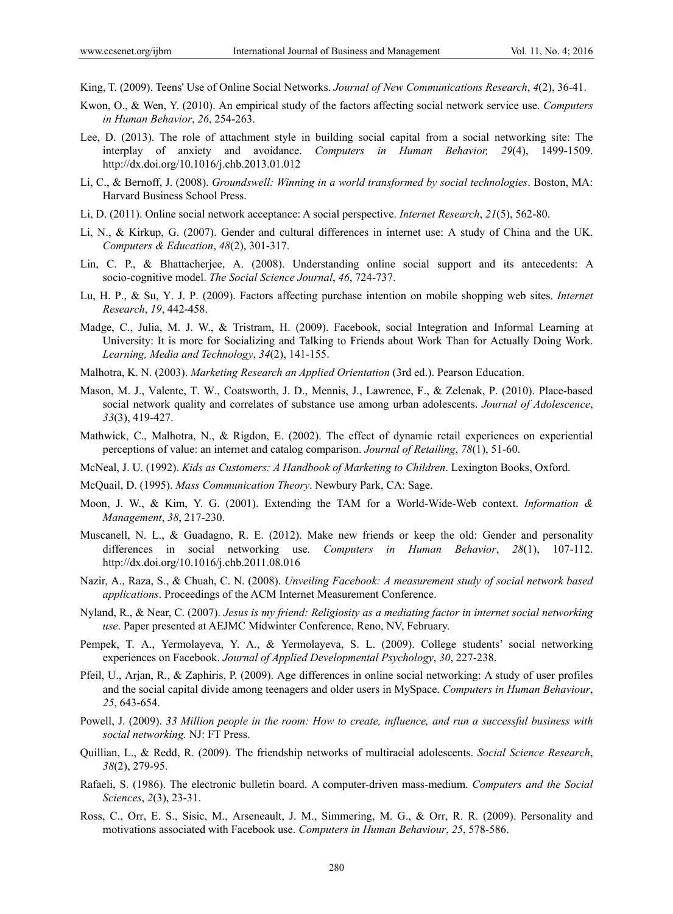King, T. (2009). Teens' Use of Online Social Networks. *Journal of New Communications Research*, *4*(2), 36-41.

Kwon, O., & Wen, Y. (2010). An empirical study of the factors affecting social network service use. *Computers in Human Behavior*, *26*, 254-263.

Lee, D. (2013). The role of attachment style in building social capital from a social networking site: The interplay of anxiety and avoidance. *Computers in Human Behavior, 29*(4), 1499-1509. http://dx.doi.org/10.1016/j.chb.2013.01.012

Li, C., & Bernoff, J. (2008). *Groundswell: Winning in a world transformed by social technologies*. Boston, MA: Harvard Business School Press.

Li, D. (2011). Online social network acceptance: A social perspective. *Internet Research*, *21*(5), 562-80.

Li, N., & Kirkup, G. (2007). Gender and cultural differences in internet use: A study of China and the UK. *Computers & Education*, *48*(2), 301-317.

Lin, C. P., & Bhattacherjee, A. (2008). Understanding online social support and its antecedents: A socio-cognitive model. *The Social Science Journal*, *46*, 724-737.

Lu, H. P., & Su, Y. J. P. (2009). Factors affecting purchase intention on mobile shopping web sites. *Internet Research*, *19*, 442-458.

Madge, C., Julia, M. J. W., & Tristram, H. (2009). Facebook, social Integration and Informal Learning at University: It is more for Socializing and Talking to Friends about Work Than for Actually Doing Work. *Learning, Media and Technology*, *34*(2), 141-155.

Malhotra, K. N. (2003). *Marketing Research an Applied Orientation* (3rd ed.). Pearson Education.

Mason, M. J., Valente, T. W., Coatsworth, J. D., Mennis, J., Lawrence, F., & Zelenak, P. (2010). Place-based social network quality and correlates of substance use among urban adolescents. *Journal of Adolescence*, *33*(3), 419-427.

Mathwick, C., Malhotra, N., & Rigdon, E. (2002). The effect of dynamic retail experiences on experiential perceptions of value: an internet and catalog comparison. *Journal of Retailing*, *78*(1), 51-60.

McNeal, J. U. (1992). *Kids as Customers: A Handbook of Marketing to Children*. Lexington Books, Oxford.

McQuail, D. (1995). *Mass Communication Theory*. Newbury Park, CA: Sage.

Moon, J. W., & Kim, Y. G. (2001). Extending the TAM for a World-Wide-Web context. *Information & Management*, *38*, 217-230.

Muscanell, N. L., & Guadagno, R. E. (2012). Make new friends or keep the old: Gender and personality differences in social networking use. *Computers in Human Behavior*, *28*(1), 107-112. http://dx.doi.org/10.1016/j.chb.2011.08.016

Nazir, A., Raza, S., & Chuah, C. N. (2008). *Unveiling Facebook: A measurement study of social network based applications*. Proceedings of the ACM Internet Measurement Conference.

Nyland, R., & Near, C. (2007). *Jesus is my friend: Religiosity as a mediating factor in internet social networking use*. Paper presented at AEJMC Midwinter Conference, Reno, NV, February.

Pempek, T. A., Yermolayeva, Y. A., & Yermolayeva, S. L. (2009). College students' social networking experiences on Facebook. *Journal of Applied Developmental Psychology*, *30*, 227-238.

Pfeil, U., Arjan, R., & Zaphiris, P. (2009). Age differences in online social networking: A study of user profiles and the social capital divide among teenagers and older users in MySpace. *Computers in Human Behaviour*, *25*, 643-654.

Powell, J. (2009). *33 Million people in the room: How to create, influence, and run a successful business with social networking.* NJ: FT Press.

Quillian, L., & Redd, R. (2009). The friendship networks of multiracial adolescents. *Social Science Research*, *38*(2), 279-95.

Rafaeli, S. (1986). The electronic bulletin board. A computer-driven mass-medium. *Computers and the Social Sciences*, *2*(3), 23-31.

Ross, C., Orr, E. S., Sisic, M., Arseneault, J. M., Simmering, M. G., & Orr, R. R. (2009). Personality and motivations associated with Facebook use. *Computers in Human Behaviour*, *25*, 578-586.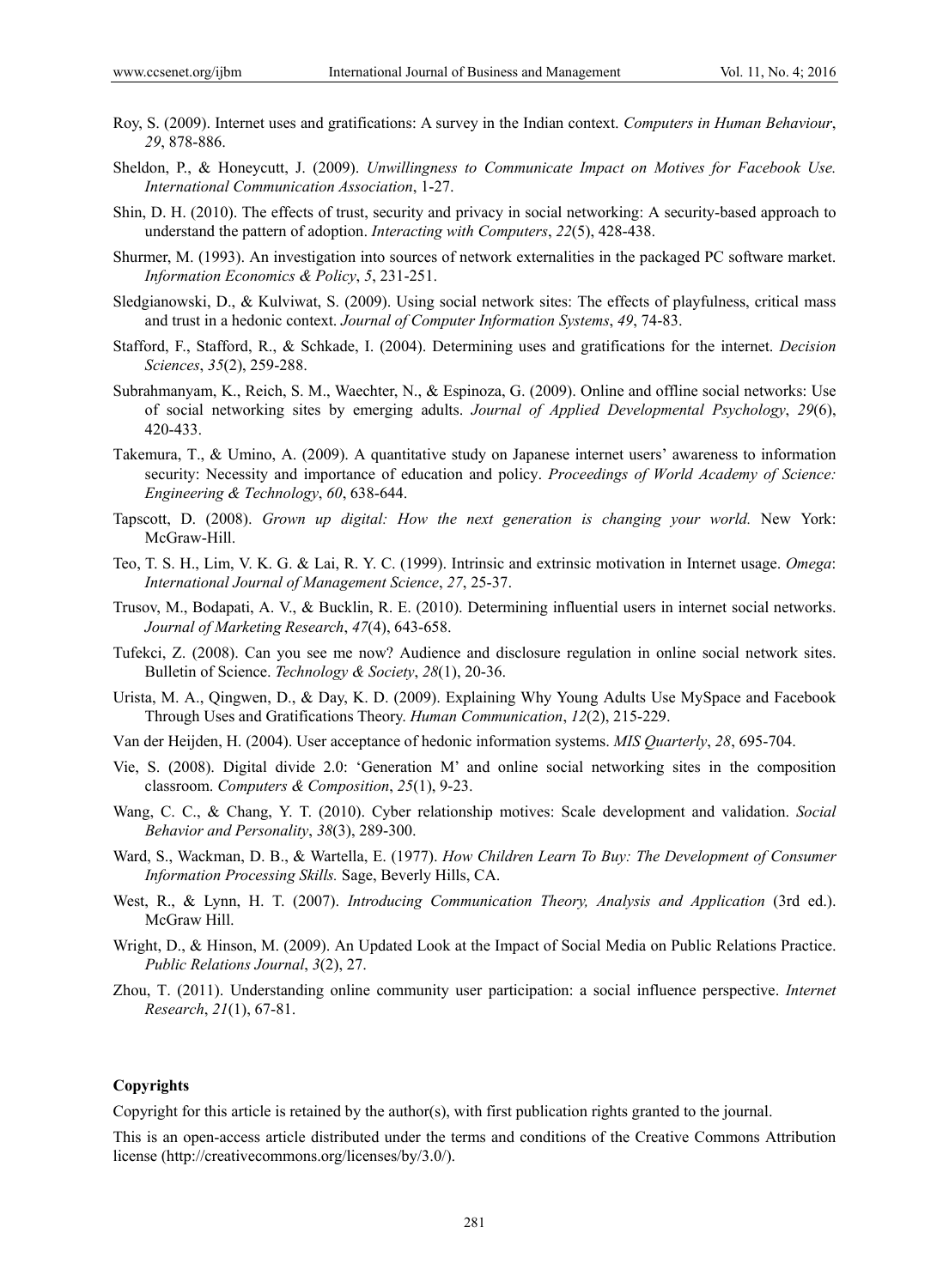Roy, S. (2009). Internet uses and gratifications: A survey in the Indian context. *Computers in Human Behaviour*, *29*, 878-886.

Sheldon, P., & Honeycutt, J. (2009). *Unwillingness to Communicate Impact on Motives for Facebook Use. International Communication Association*, 1-27.

Shin, D. H. (2010). The effects of trust, security and privacy in social networking: A security-based approach to understand the pattern of adoption. *Interacting with Computers*, *22*(5), 428-438.

Shurmer, M. (1993). An investigation into sources of network externalities in the packaged PC software market. *Information Economics & Policy*, *5*, 231-251.

Sledgianowski, D., & Kulviwat, S. (2009). Using social network sites: The effects of playfulness, critical mass and trust in a hedonic context. *Journal of Computer Information Systems*, *49*, 74-83.

Stafford, F., Stafford, R., & Schkade, I. (2004). Determining uses and gratifications for the internet. *Decision Sciences*, *35*(2), 259-288.

Subrahmanyam, K., Reich, S. M., Waechter, N., & Espinoza, G. (2009). Online and offline social networks: Use of social networking sites by emerging adults. *Journal of Applied Developmental Psychology*, *29*(6), 420-433.

Takemura, T., & Umino, A. (2009). A quantitative study on Japanese internet users' awareness to information security: Necessity and importance of education and policy. *Proceedings of World Academy of Science: Engineering & Technology*, *60*, 638-644.

Tapscott, D. (2008). *Grown up digital: How the next generation is changing your world.* New York: McGraw-Hill.

Teo, T. S. H., Lim, V. K. G. & Lai, R. Y. C. (1999). Intrinsic and extrinsic motivation in Internet usage. *Omega*: *International Journal of Management Science*, *27*, 25-37.

Trusov, M., Bodapati, A. V., & Bucklin, R. E. (2010). Determining influential users in internet social networks. *Journal of Marketing Research*, *47*(4), 643-658.

Tufekci, Z. (2008). Can you see me now? Audience and disclosure regulation in online social network sites. Bulletin of Science. *Technology & Society*, *28*(1), 20-36.

Urista, M. A., Qingwen, D., & Day, K. D. (2009). Explaining Why Young Adults Use MySpace and Facebook Through Uses and Gratifications Theory. *Human Communication*, *12*(2), 215-229.

Van der Heijden, H. (2004). User acceptance of hedonic information systems. *MIS Quarterly*, *28*, 695-704.

Vie, S. (2008). Digital divide 2.0: 'Generation M' and online social networking sites in the composition classroom. *Computers & Composition*, *25*(1), 9-23.

Wang, C. C., & Chang, Y. T. (2010). Cyber relationship motives: Scale development and validation. *Social Behavior and Personality*, *38*(3), 289-300.

Ward, S., Wackman, D. B., & Wartella, E. (1977). *How Children Learn To Buy: The Development of Consumer Information Processing Skills.* Sage, Beverly Hills, CA.

West, R., & Lynn, H. T. (2007). *Introducing Communication Theory, Analysis and Application* (3rd ed.). McGraw Hill.

Wright, D., & Hinson, M. (2009). An Updated Look at the Impact of Social Media on Public Relations Practice. *Public Relations Journal*, *3*(2), 27.

Zhou, T. (2011). Understanding online community user participation: a social influence perspective. *Internet Research*, *21*(1), 67-81.

## Copyrights

Copyright for this article is retained by the author(s), with first publication rights granted to the journal.

This is an open-access article distributed under the terms and conditions of the Creative Commons Attribution license (http://creativecommons.org/licenses/by/3.0/).